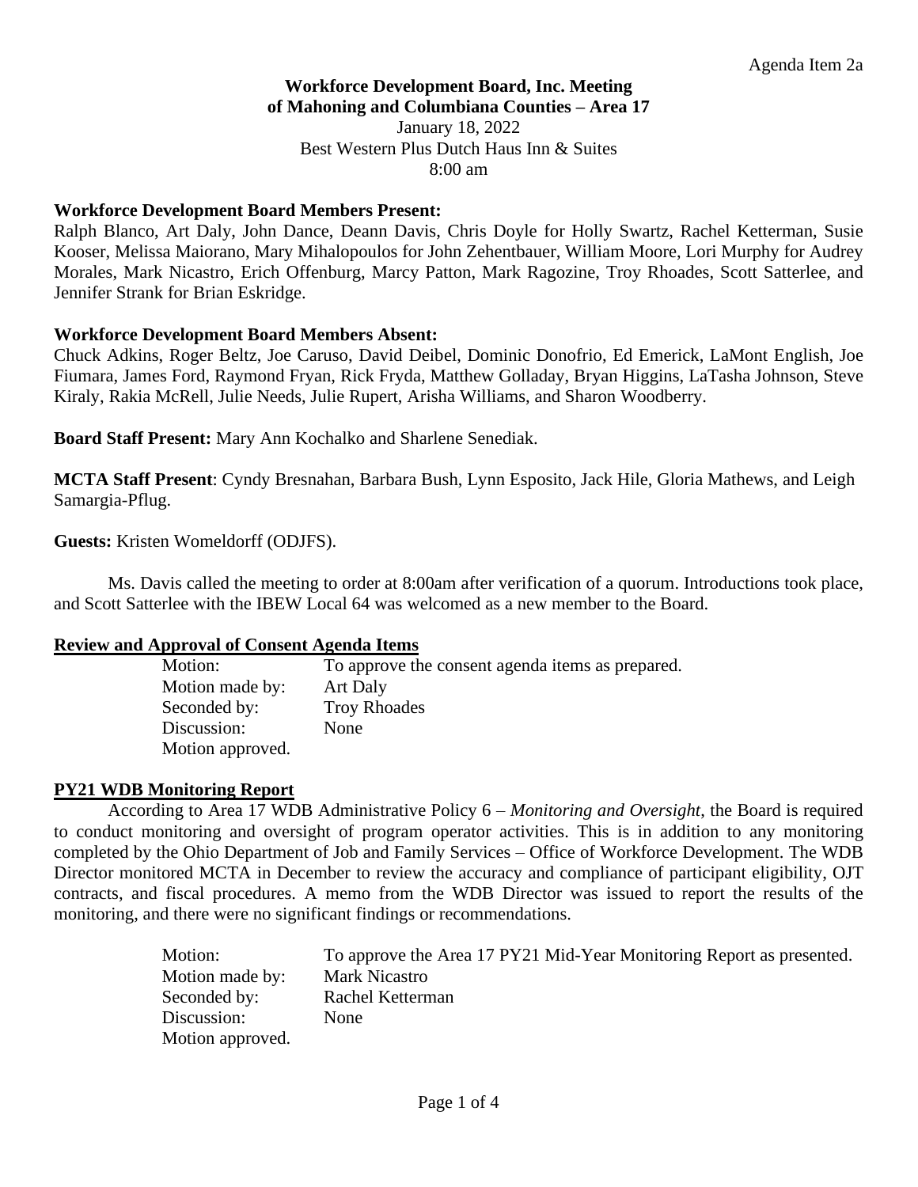Agenda Item 2a

**Workforce Development Board, Inc. Meeting**
**of Mahoning and Columbiana Counties – Area 17**
January 18, 2022
Best Western Plus Dutch Haus Inn & Suites
8:00 am

**Workforce Development Board Members Present:**
Ralph Blanco, Art Daly, John Dance, Deann Davis, Chris Doyle for Holly Swartz, Rachel Ketterman, Susie Kooser, Melissa Maiorano, Mary Mihalopoulos for John Zehentbauer, William Moore, Lori Murphy for Audrey Morales, Mark Nicastro, Erich Offenburg, Marcy Patton, Mark Ragozine, Troy Rhoades, Scott Satterlee, and Jennifer Strank for Brian Eskridge.

**Workforce Development Board Members Absent:**
Chuck Adkins, Roger Beltz, Joe Caruso, David Deibel, Dominic Donofrio, Ed Emerick, LaMont English, Joe Fiumara, James Ford, Raymond Fryan, Rick Fryda, Matthew Golladay, Bryan Higgins, LaTasha Johnson, Steve Kiraly, Rakia McRell, Julie Needs, Julie Rupert, Arisha Williams, and Sharon Woodberry.

**Board Staff Present:** Mary Ann Kochalko and Sharlene Senediak.

**MCTA Staff Present**: Cyndy Bresnahan, Barbara Bush, Lynn Esposito, Jack Hile, Gloria Mathews, and Leigh Samargia-Pflug.

**Guests:** Kristen Womeldorff (ODJFS).

Ms. Davis called the meeting to order at 8:00am after verification of a quorum. Introductions took place, and Scott Satterlee with the IBEW Local 64 was welcomed as a new member to the Board.

## Review and Approval of Consent Agenda Items

Motion: To approve the consent agenda items as prepared.
Motion made by: Art Daly
Seconded by: Troy Rhoades
Discussion: None
Motion approved.

## PY21 WDB Monitoring Report

According to Area 17 WDB Administrative Policy 6 – *Monitoring and Oversight*, the Board is required to conduct monitoring and oversight of program operator activities. This is in addition to any monitoring completed by the Ohio Department of Job and Family Services – Office of Workforce Development. The WDB Director monitored MCTA in December to review the accuracy and compliance of participant eligibility, OJT contracts, and fiscal procedures. A memo from the WDB Director was issued to report the results of the monitoring, and there were no significant findings or recommendations.

Motion: To approve the Area 17 PY21 Mid-Year Monitoring Report as presented.
Motion made by: Mark Nicastro
Seconded by: Rachel Ketterman
Discussion: None
Motion approved.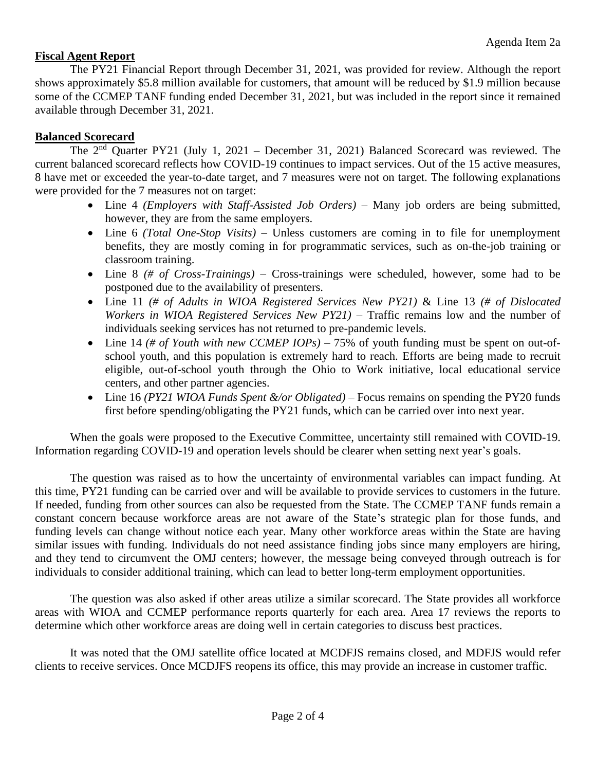Agenda Item 2a

**Fiscal Agent Report**

The PY21 Financial Report through December 31, 2021, was provided for review. Although the report shows approximately $5.8 million available for customers, that amount will be reduced by $1.9 million because some of the CCMEP TANF funding ended December 31, 2021, but was included in the report since it remained available through December 31, 2021.

**Balanced Scorecard**

The 2nd Quarter PY21 (July 1, 2021 – December 31, 2021) Balanced Scorecard was reviewed. The current balanced scorecard reflects how COVID-19 continues to impact services. Out of the 15 active measures, 8 have met or exceeded the year-to-date target, and 7 measures were not on target. The following explanations were provided for the 7 measures not on target:

- Line 4 *(Employers with Staff-Assisted Job Orders)* – Many job orders are being submitted, however, they are from the same employers.
- Line 6 *(Total One-Stop Visits)* – Unless customers are coming in to file for unemployment benefits, they are mostly coming in for programmatic services, such as on-the-job training or classroom training.
- Line 8 *(# of Cross-Trainings)* – Cross-trainings were scheduled, however, some had to be postponed due to the availability of presenters.
- Line 11 *(# of Adults in WIOA Registered Services New PY21)* & Line 13 *(# of Dislocated Workers in WIOA Registered Services New PY21)* – Traffic remains low and the number of individuals seeking services has not returned to pre-pandemic levels.
- Line 14 *(# of Youth with new CCMEP IOPs)* – 75% of youth funding must be spent on out-of-school youth, and this population is extremely hard to reach. Efforts are being made to recruit eligible, out-of-school youth through the Ohio to Work initiative, local educational service centers, and other partner agencies.
- Line 16 *(PY21 WIOA Funds Spent &/or Obligated)* – Focus remains on spending the PY20 funds first before spending/obligating the PY21 funds, which can be carried over into next year.

When the goals were proposed to the Executive Committee, uncertainty still remained with COVID-19. Information regarding COVID-19 and operation levels should be clearer when setting next year's goals.

The question was raised as to how the uncertainty of environmental variables can impact funding. At this time, PY21 funding can be carried over and will be available to provide services to customers in the future. If needed, funding from other sources can also be requested from the State. The CCMEP TANF funds remain a constant concern because workforce areas are not aware of the State's strategic plan for those funds, and funding levels can change without notice each year. Many other workforce areas within the State are having similar issues with funding. Individuals do not need assistance finding jobs since many employers are hiring, and they tend to circumvent the OMJ centers; however, the message being conveyed through outreach is for individuals to consider additional training, which can lead to better long-term employment opportunities.

The question was also asked if other areas utilize a similar scorecard. The State provides all workforce areas with WIOA and CCMEP performance reports quarterly for each area. Area 17 reviews the reports to determine which other workforce areas are doing well in certain categories to discuss best practices.

It was noted that the OMJ satellite office located at MCDFJS remains closed, and MDFJS would refer clients to receive services. Once MCDJFS reopens its office, this may provide an increase in customer traffic.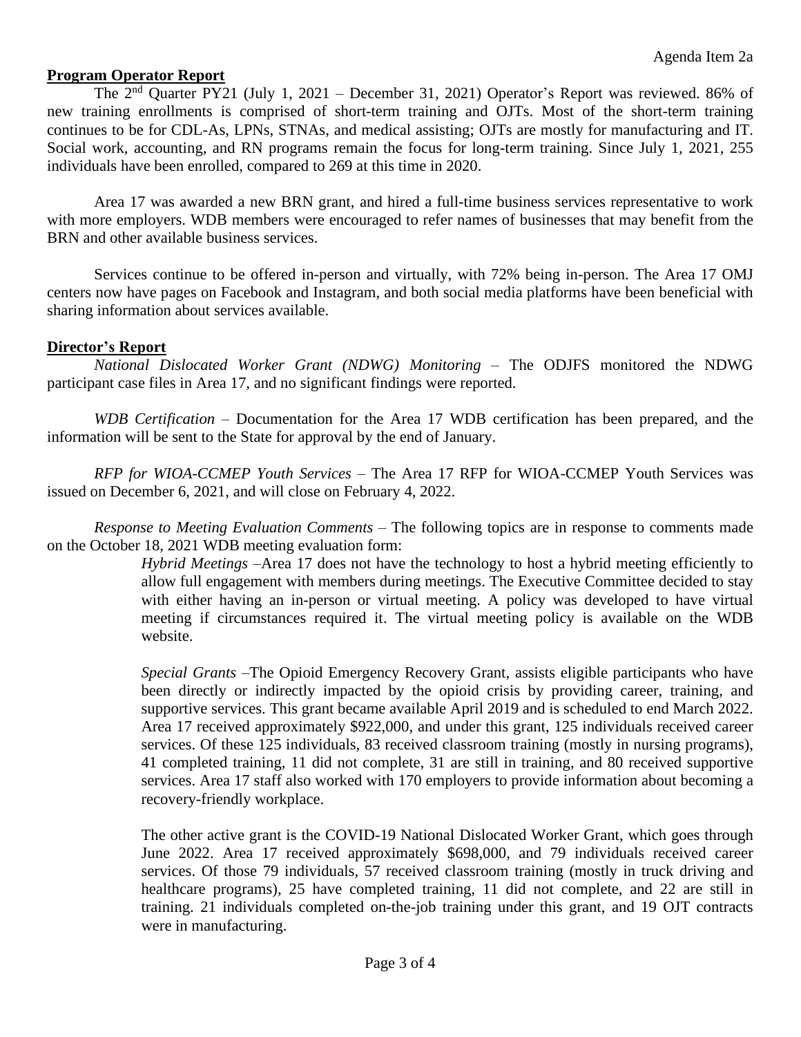Agenda Item 2a

**Program Operator Report**

The 2nd Quarter PY21 (July 1, 2021 – December 31, 2021) Operator's Report was reviewed. 86% of new training enrollments is comprised of short-term training and OJTs. Most of the short-term training continues to be for CDL-As, LPNs, STNAs, and medical assisting; OJTs are mostly for manufacturing and IT. Social work, accounting, and RN programs remain the focus for long-term training. Since July 1, 2021, 255 individuals have been enrolled, compared to 269 at this time in 2020.

Area 17 was awarded a new BRN grant, and hired a full-time business services representative to work with more employers. WDB members were encouraged to refer names of businesses that may benefit from the BRN and other available business services.

Services continue to be offered in-person and virtually, with 72% being in-person. The Area 17 OMJ centers now have pages on Facebook and Instagram, and both social media platforms have been beneficial with sharing information about services available.

**Director's Report**

*National Dislocated Worker Grant (NDWG) Monitoring* – The ODJFS monitored the NDWG participant case files in Area 17, and no significant findings were reported.

*WDB Certification* – Documentation for the Area 17 WDB certification has been prepared, and the information will be sent to the State for approval by the end of January.

*RFP for WIOA-CCMEP Youth Services* – The Area 17 RFP for WIOA-CCMEP Youth Services was issued on December 6, 2021, and will close on February 4, 2022.

*Response to Meeting Evaluation Comments* – The following topics are in response to comments made on the October 18, 2021 WDB meeting evaluation form:

> *Hybrid Meetings* –Area 17 does not have the technology to host a hybrid meeting efficiently to allow full engagement with members during meetings. The Executive Committee decided to stay with either having an in-person or virtual meeting. A policy was developed to have virtual meeting if circumstances required it. The virtual meeting policy is available on the WDB website.
>
> *Special Grants* –The Opioid Emergency Recovery Grant, assists eligible participants who have been directly or indirectly impacted by the opioid crisis by providing career, training, and supportive services. This grant became available April 2019 and is scheduled to end March 2022. Area 17 received approximately $922,000, and under this grant, 125 individuals received career services. Of these 125 individuals, 83 received classroom training (mostly in nursing programs), 41 completed training, 11 did not complete, 31 are still in training, and 80 received supportive services. Area 17 staff also worked with 170 employers to provide information about becoming a recovery-friendly workplace.
>
> The other active grant is the COVID-19 National Dislocated Worker Grant, which goes through June 2022. Area 17 received approximately $698,000, and 79 individuals received career services. Of those 79 individuals, 57 received classroom training (mostly in truck driving and healthcare programs), 25 have completed training, 11 did not complete, and 22 are still in training. 21 individuals completed on-the-job training under this grant, and 19 OJT contracts were in manufacturing.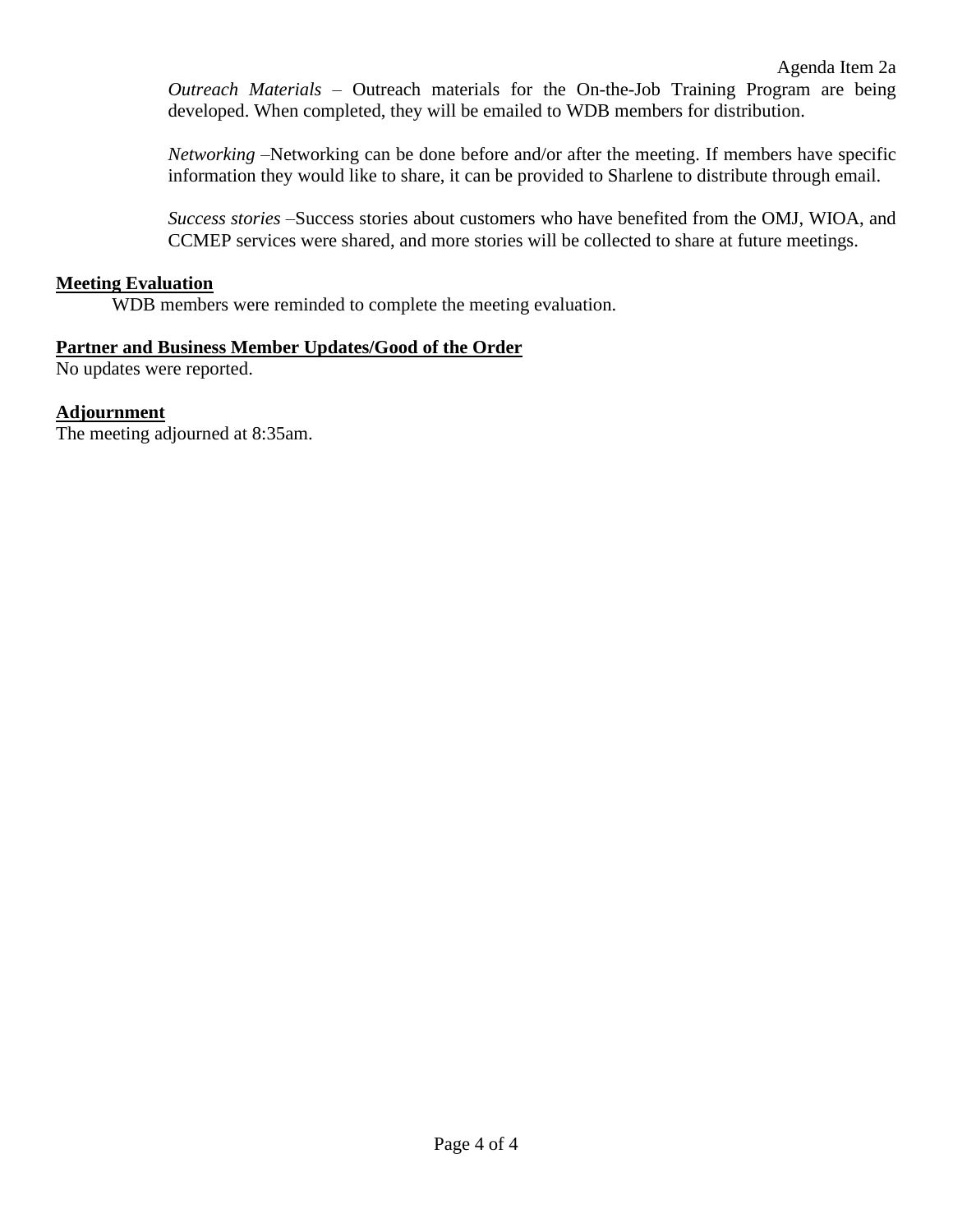*Outreach Materials* – Outreach materials for the On-the-Job Training Program are being developed. When completed, they will be emailed to WDB members for distribution.

*Networking* –Networking can be done before and/or after the meeting. If members have specific information they would like to share, it can be provided to Sharlene to distribute through email.

*Success stories* –Success stories about customers who have benefited from the OMJ, WIOA, and CCMEP services were shared, and more stories will be collected to share at future meetings.

**Meeting Evaluation**

WDB members were reminded to complete the meeting evaluation.

**Partner and Business Member Updates/Good of the Order**

No updates were reported.

**Adjournment**

The meeting adjourned at 8:35am.